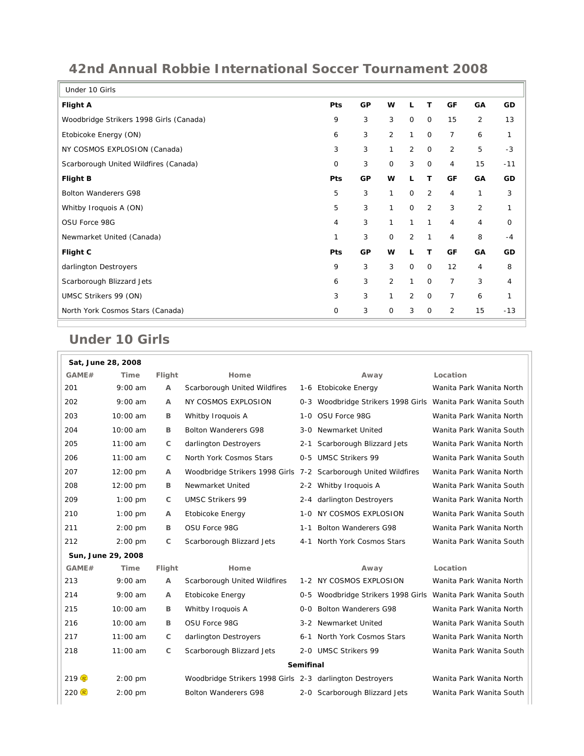# 42nd Annual Robbie International Soccer Tournament 2008

Under 10 Girls

| Flight A | Pts | GP | W | L | T | GF | GA | GD |
|---|---|---|---|---|---|---|---|---|
| Woodbridge Strikers 1998 Girls (Canada) | 9 | 3 | 3 | 0 | 0 | 15 | 2 | 13 |
| Etobicoke Energy (ON) | 6 | 3 | 2 | 1 | 0 | 7 | 6 | 1 |
| NY COSMOS EXPLOSION (Canada) | 3 | 3 | 1 | 2 | 0 | 2 | 5 | -3 |
| Scarborough United Wildfires (Canada) | 0 | 3 | 0 | 3 | 0 | 4 | 15 | -11 |
| **Flight B** | **Pts** | **GP** | **W** | **L** | **T** | **GF** | **GA** | **GD** |
| Bolton Wanderers G98 | 5 | 3 | 1 | 0 | 2 | 4 | 1 | 3 |
| Whitby Iroquois A (ON) | 5 | 3 | 1 | 0 | 2 | 3 | 2 | 1 |
| OSU Force 98G | 4 | 3 | 1 | 1 | 1 | 4 | 4 | 0 |
| Newmarket United (Canada) | 1 | 3 | 0 | 2 | 1 | 4 | 8 | -4 |
| **Flight C** | **Pts** | **GP** | **W** | **L** | **T** | **GF** | **GA** | **GD** |
| darlington Destroyers | 9 | 3 | 3 | 0 | 0 | 12 | 4 | 8 |
| Scarborough Blizzard Jets | 6 | 3 | 2 | 1 | 0 | 7 | 3 | 4 |
| UMSC Strikers 99 (ON) | 3 | 3 | 1 | 2 | 0 | 7 | 6 | 1 |
| North York Cosmos Stars (Canada) | 0 | 3 | 0 | 3 | 0 | 2 | 15 | -13 |

## Under 10 Girls

**Sat, June 28, 2008**

| GAME# | Time | Flight | Home | | Away | Location |
|---|---|---|---|---|---|---|
| 201 | 9:00 am | A | Scarborough United Wildfires | 1-6 | Etobicoke Energy | Wanita Park Wanita North |
| 202 | 9:00 am | A | NY COSMOS EXPLOSION | 0-3 | Woodbridge Strikers 1998 Girls | Wanita Park Wanita South |
| 203 | 10:00 am | B | Whitby Iroquois A | 1-0 | OSU Force 98G | Wanita Park Wanita North |
| 204 | 10:00 am | B | Bolton Wanderers G98 | 3-0 | Newmarket United | Wanita Park Wanita South |
| 205 | 11:00 am | C | darlington Destroyers | 2-1 | Scarborough Blizzard Jets | Wanita Park Wanita North |
| 206 | 11:00 am | C | North York Cosmos Stars | 0-5 | UMSC Strikers 99 | Wanita Park Wanita South |
| 207 | 12:00 pm | A | Woodbridge Strikers 1998 Girls | 7-2 | Scarborough United Wildfires | Wanita Park Wanita North |
| 208 | 12:00 pm | B | Newmarket United | 2-2 | Whitby Iroquois A | Wanita Park Wanita South |
| 209 | 1:00 pm | C | UMSC Strikers 99 | 2-4 | darlington Destroyers | Wanita Park Wanita North |
| 210 | 1:00 pm | A | Etobicoke Energy | 1-0 | NY COSMOS EXPLOSION | Wanita Park Wanita South |
| 211 | 2:00 pm | B | OSU Force 98G | 1-1 | Bolton Wanderers G98 | Wanita Park Wanita North |
| 212 | 2:00 pm | C | Scarborough Blizzard Jets | 4-1 | North York Cosmos Stars | Wanita Park Wanita South |

**Sun, June 29, 2008**

| GAME# | Time | Flight | Home | | Away | Location |
|---|---|---|---|---|---|---|
| 213 | 9:00 am | A | Scarborough United Wildfires | 1-2 | NY COSMOS EXPLOSION | Wanita Park Wanita North |
| 214 | 9:00 am | A | Etobicoke Energy | 0-5 | Woodbridge Strikers 1998 Girls | Wanita Park Wanita South |
| 215 | 10:00 am | B | Whitby Iroquois A | 0-0 | Bolton Wanderers G98 | Wanita Park Wanita North |
| 216 | 10:00 am | B | OSU Force 98G | 3-2 | Newmarket United | Wanita Park Wanita South |
| 217 | 11:00 am | C | darlington Destroyers | 6-1 | North York Cosmos Stars | Wanita Park Wanita North |
| 218 | 11:00 am | C | Scarborough Blizzard Jets | 2-0 | UMSC Strikers 99 | Wanita Park Wanita South |
| | | | **Semifinal** | | | |
| 219 | 2:00 pm | | Woodbridge Strikers 1998 Girls | 2-3 | darlington Destroyers | Wanita Park Wanita North |
| 220 | 2:00 pm | | Bolton Wanderers G98 | 2-0 | Scarborough Blizzard Jets | Wanita Park Wanita South |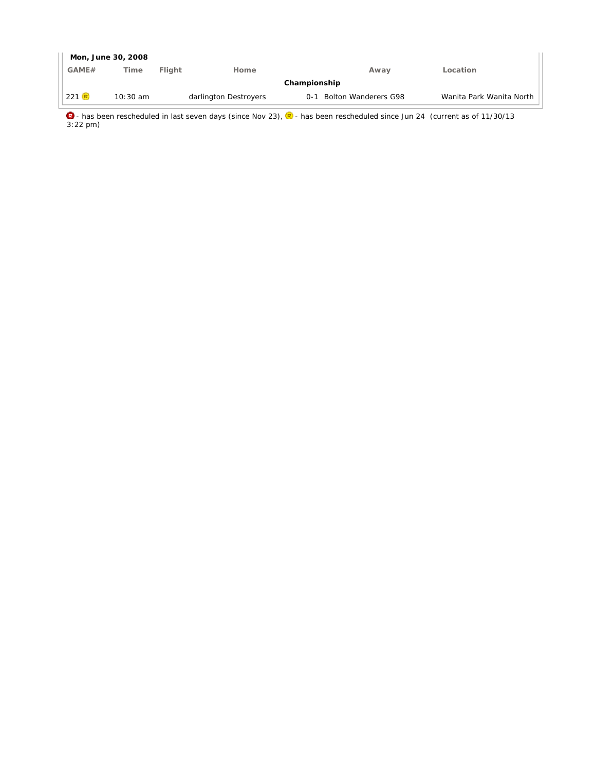**Mon, June 30, 2008**

| GAME# | Time | Flight | Home | | Away | Location |
|---|---|---|---|---|---|---|
| | | | | **Championship** | | |
| 221 (R) | 10:30 am | | darlington Destroyers | 0-1 | Bolton Wanderers G98 | Wanita Park Wanita North |

(R) - has been rescheduled in last seven days (since Nov 23), (R) - has been rescheduled since Jun 24 (current as of 11/30/13 3:22 pm)